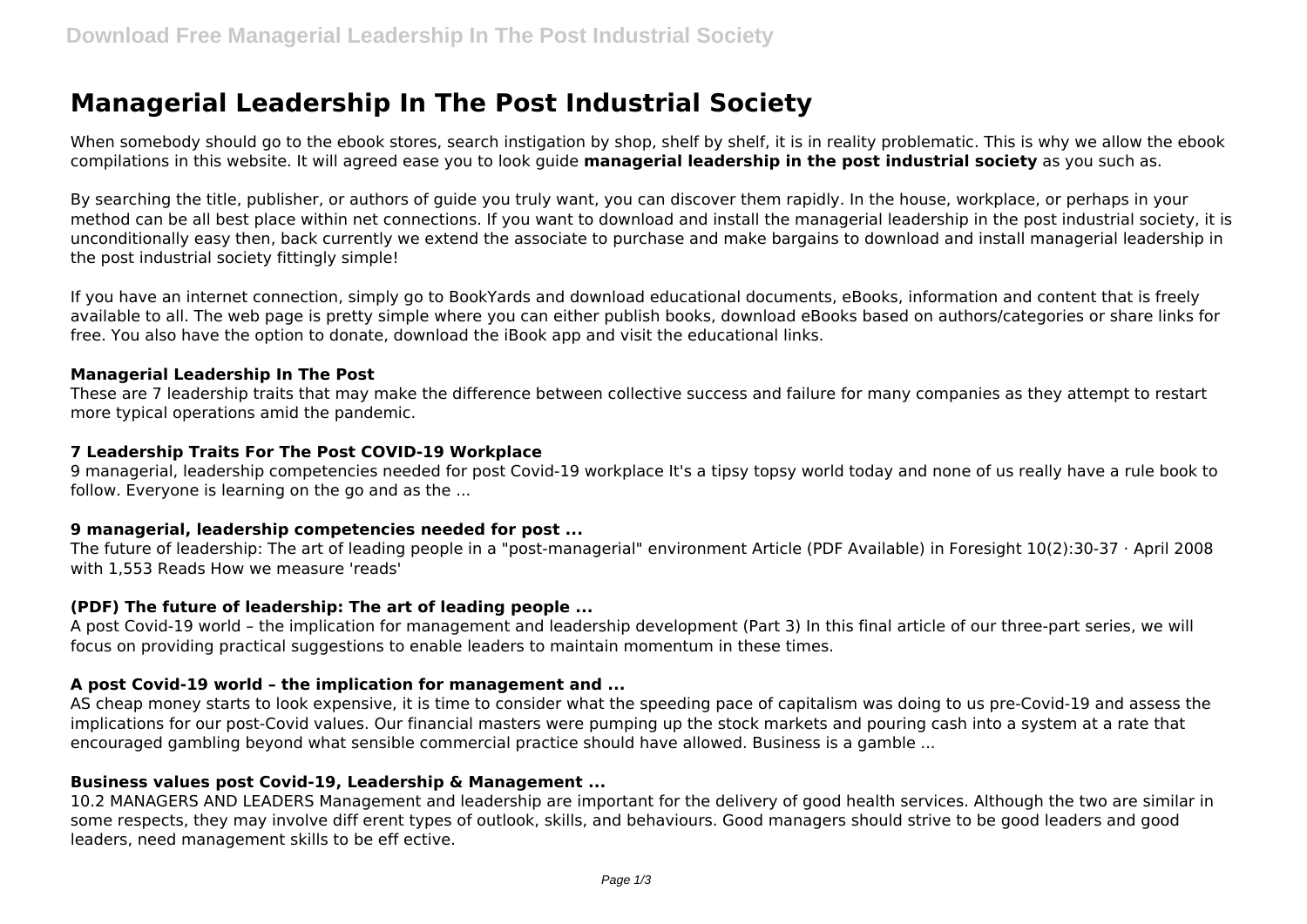# Managerial Leadership In The Post Industrial Society

When somebody should go to the ebook stores, search instigation by shop, shelf by shelf, it is in reality problematic. This is why we allow the ebook compilations in this website. It will agreed ease you to look guide **managerial leadership in the post industrial society** as you such as.

By searching the title, publisher, or authors of guide you truly want, you can discover them rapidly. In the house, workplace, or perhaps in your method can be all best place within net connections. If you want to download and install the managerial leadership in the post industrial society, it is unconditionally easy then, back currently we extend the associate to purchase and make bargains to download and install managerial leadership in the post industrial society fittingly simple!

If you have an internet connection, simply go to BookYards and download educational documents, eBooks, information and content that is freely available to all. The web page is pretty simple where you can either publish books, download eBooks based on authors/categories or share links for free. You also have the option to donate, download the iBook app and visit the educational links.

### Managerial Leadership In The Post

These are 7 leadership traits that may make the difference between collective success and failure for many companies as they attempt to restart more typical operations amid the pandemic.

### 7 Leadership Traits For The Post COVID-19 Workplace

9 managerial, leadership competencies needed for post Covid-19 workplace It's a tipsy topsy world today and none of us really have a rule book to follow. Everyone is learning on the go and as the ...

### 9 managerial, leadership competencies needed for post ...

The future of leadership: The art of leading people in a "post-managerial" environment Article (PDF Available) in Foresight 10(2):30-37 · April 2008 with 1,553 Reads How we measure 'reads'

### (PDF) The future of leadership: The art of leading people ...

A post Covid-19 world – the implication for management and leadership development (Part 3) In this final article of our three-part series, we will focus on providing practical suggestions to enable leaders to maintain momentum in these times.

### A post Covid-19 world – the implication for management and ...

AS cheap money starts to look expensive, it is time to consider what the speeding pace of capitalism was doing to us pre-Covid-19 and assess the implications for our post-Covid values. Our financial masters were pumping up the stock markets and pouring cash into a system at a rate that encouraged gambling beyond what sensible commercial practice should have allowed. Business is a gamble ...

### Business values post Covid-19, Leadership & Management ...

10.2 MANAGERS AND LEADERS Management and leadership are important for the delivery of good health services. Although the two are similar in some respects, they may involve diff erent types of outlook, skills, and behaviours. Good managers should strive to be good leaders and good leaders, need management skills to be eff ective.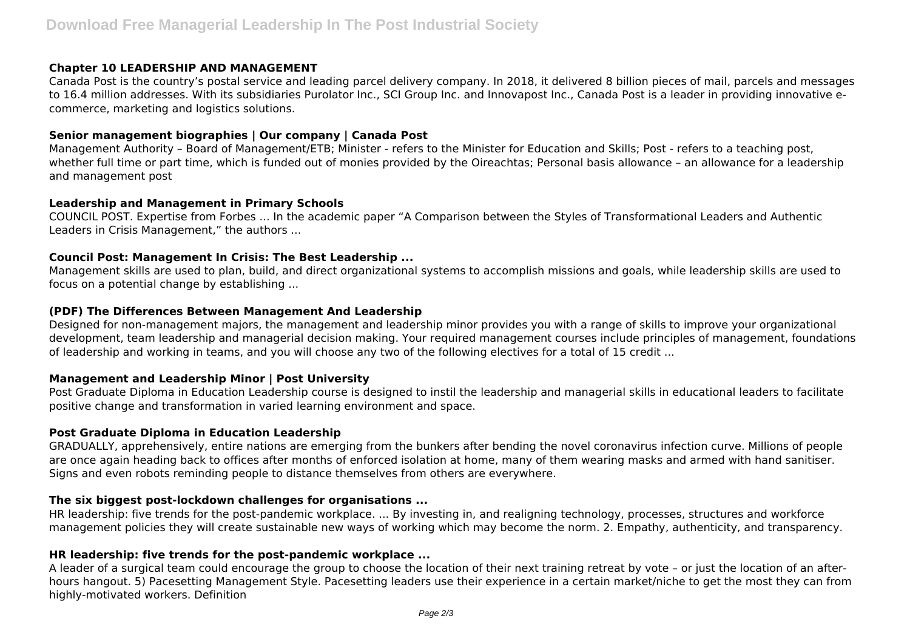**Chapter 10 LEADERSHIP AND MANAGEMENT**

Canada Post is the country's postal service and leading parcel delivery company. In 2018, it delivered 8 billion pieces of mail, parcels and messages to 16.4 million addresses. With its subsidiaries Purolator Inc., SCI Group Inc. and Innovapost Inc., Canada Post is a leader in providing innovative e-commerce, marketing and logistics solutions.

**Senior management biographies | Our company | Canada Post**

Management Authority – Board of Management/ETB; Minister - refers to the Minister for Education and Skills; Post - refers to a teaching post, whether full time or part time, which is funded out of monies provided by the Oireachtas; Personal basis allowance – an allowance for a leadership and management post

**Leadership and Management in Primary Schools**

COUNCIL POST. Expertise from Forbes ... In the academic paper "A Comparison between the Styles of Transformational Leaders and Authentic Leaders in Crisis Management," the authors ...

**Council Post: Management In Crisis: The Best Leadership ...**

Management skills are used to plan, build, and direct organizational systems to accomplish missions and goals, while leadership skills are used to focus on a potential change by establishing ...

**(PDF) The Differences Between Management And Leadership**

Designed for non-management majors, the management and leadership minor provides you with a range of skills to improve your organizational development, team leadership and managerial decision making. Your required management courses include principles of management, foundations of leadership and working in teams, and you will choose any two of the following electives for a total of 15 credit ...

**Management and Leadership Minor | Post University**

Post Graduate Diploma in Education Leadership course is designed to instil the leadership and managerial skills in educational leaders to facilitate positive change and transformation in varied learning environment and space.

**Post Graduate Diploma in Education Leadership**

GRADUALLY, apprehensively, entire nations are emerging from the bunkers after bending the novel coronavirus infection curve. Millions of people are once again heading back to offices after months of enforced isolation at home, many of them wearing masks and armed with hand sanitiser. Signs and even robots reminding people to distance themselves from others are everywhere.

**The six biggest post-lockdown challenges for organisations ...**

HR leadership: five trends for the post-pandemic workplace. ... By investing in, and realigning technology, processes, structures and workforce management policies they will create sustainable new ways of working which may become the norm. 2. Empathy, authenticity, and transparency.

**HR leadership: five trends for the post-pandemic workplace ...**

A leader of a surgical team could encourage the group to choose the location of their next training retreat by vote – or just the location of an after-hours hangout. 5) Pacesetting Management Style. Pacesetting leaders use their experience in a certain market/niche to get the most they can from highly-motivated workers. Definition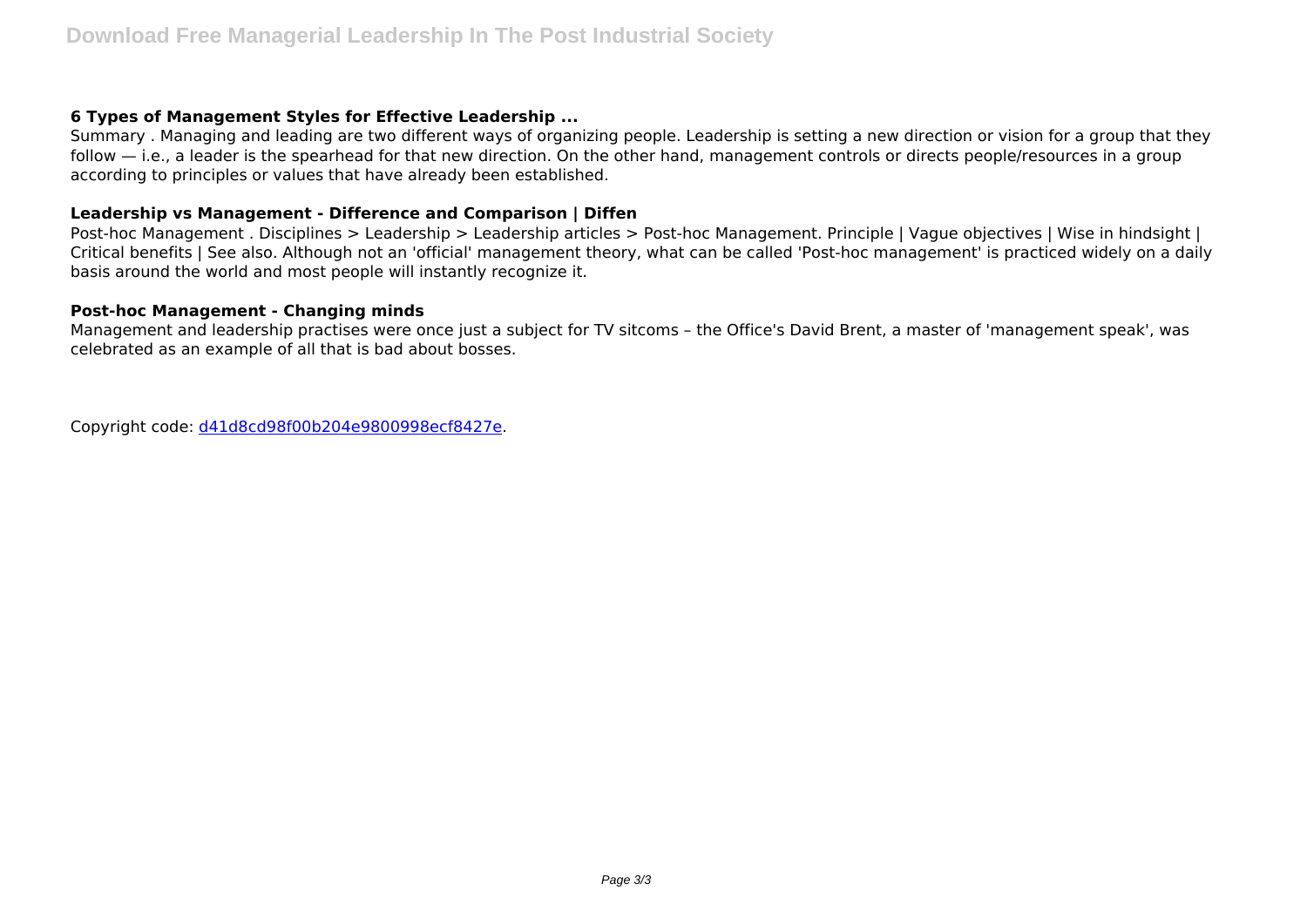### 6 Types of Management Styles for Effective Leadership ...

Summary . Managing and leading are two different ways of organizing people. Leadership is setting a new direction or vision for a group that they follow — i.e., a leader is the spearhead for that new direction. On the other hand, management controls or directs people/resources in a group according to principles or values that have already been established.

### Leadership vs Management - Difference and Comparison | Diffen

Post-hoc Management . Disciplines > Leadership > Leadership articles > Post-hoc Management. Principle | Vague objectives | Wise in hindsight | Critical benefits | See also. Although not an 'official' management theory, what can be called 'Post-hoc management' is practiced widely on a daily basis around the world and most people will instantly recognize it.

### Post-hoc Management - Changing minds

Management and leadership practises were once just a subject for TV sitcoms – the Office's David Brent, a master of 'management speak', was celebrated as an example of all that is bad about bosses.

Copyright code: d41d8cd98f00b204e9800998ecf8427e.